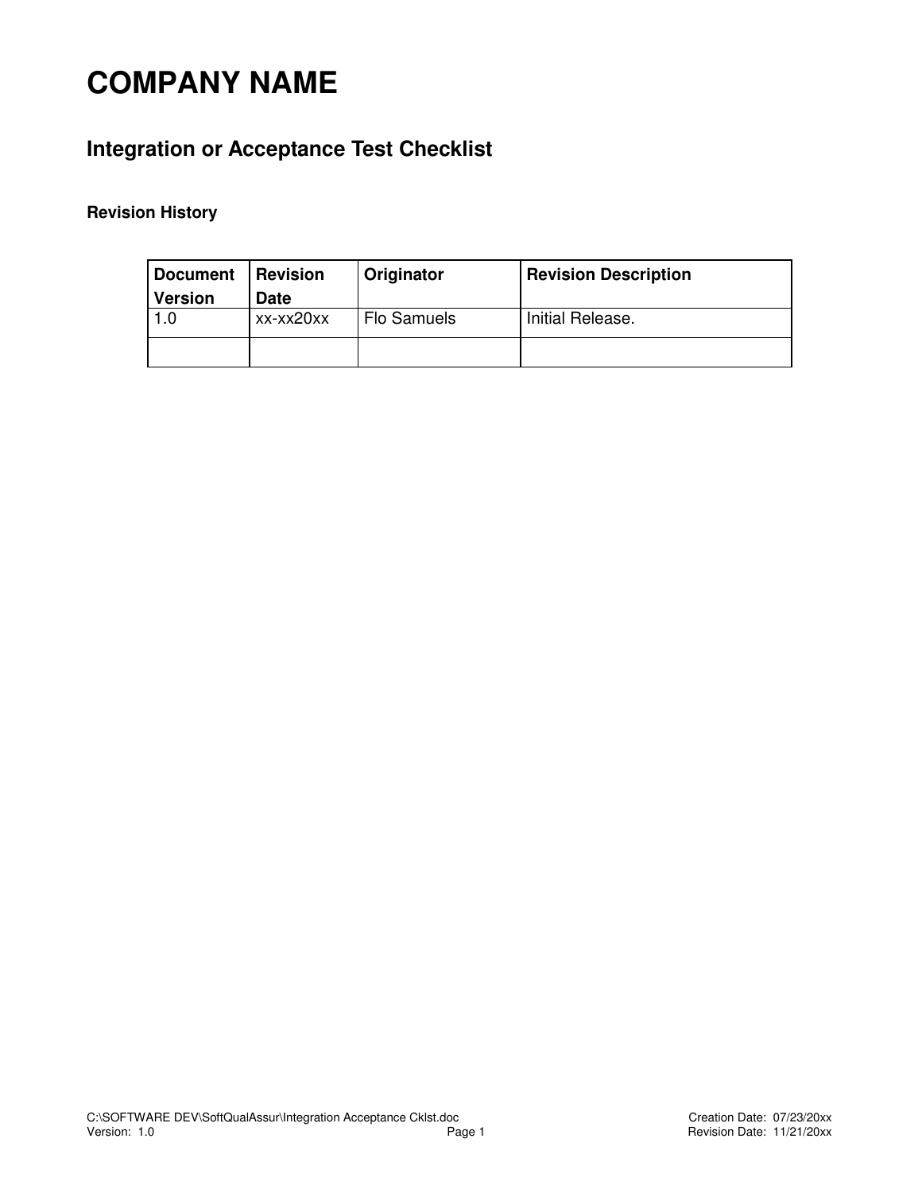# COMPANY NAME

## Integration or Acceptance Test Checklist

### Revision History

| Document Version | Revision Date | Originator | Revision Description |
| --- | --- | --- | --- |
| 1.0 | xx-xx20xx | Flo Samuels | Initial Release. |
| | | | |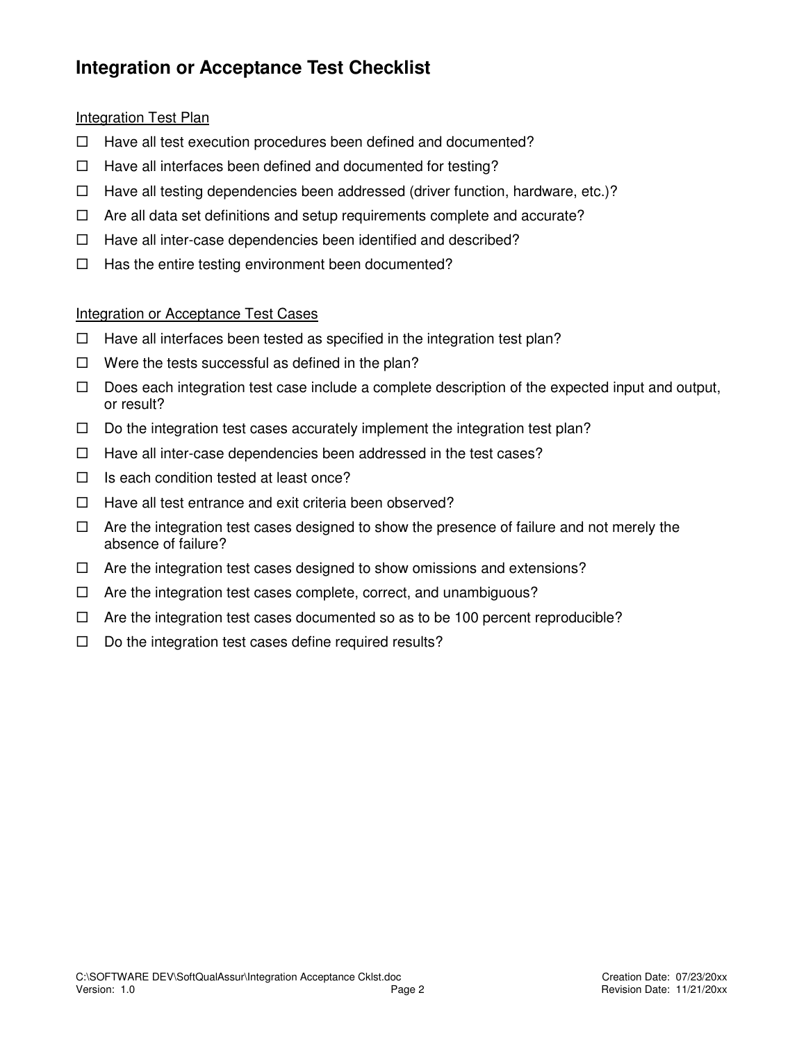## Integration or Acceptance Test Checklist

Integration Test Plan

- ☐ Have all test execution procedures been defined and documented?
- ☐ Have all interfaces been defined and documented for testing?
- ☐ Have all testing dependencies been addressed (driver function, hardware, etc.)?
- ☐ Are all data set definitions and setup requirements complete and accurate?
- ☐ Have all inter-case dependencies been identified and described?
- ☐ Has the entire testing environment been documented?

Integration or Acceptance Test Cases

- ☐ Have all interfaces been tested as specified in the integration test plan?
- ☐ Were the tests successful as defined in the plan?
- ☐ Does each integration test case include a complete description of the expected input and output, or result?
- ☐ Do the integration test cases accurately implement the integration test plan?
- ☐ Have all inter-case dependencies been addressed in the test cases?
- ☐ Is each condition tested at least once?
- ☐ Have all test entrance and exit criteria been observed?
- ☐ Are the integration test cases designed to show the presence of failure and not merely the absence of failure?
- ☐ Are the integration test cases designed to show omissions and extensions?
- ☐ Are the integration test cases complete, correct, and unambiguous?
- ☐ Are the integration test cases documented so as to be 100 percent reproducible?
- ☐ Do the integration test cases define required results?